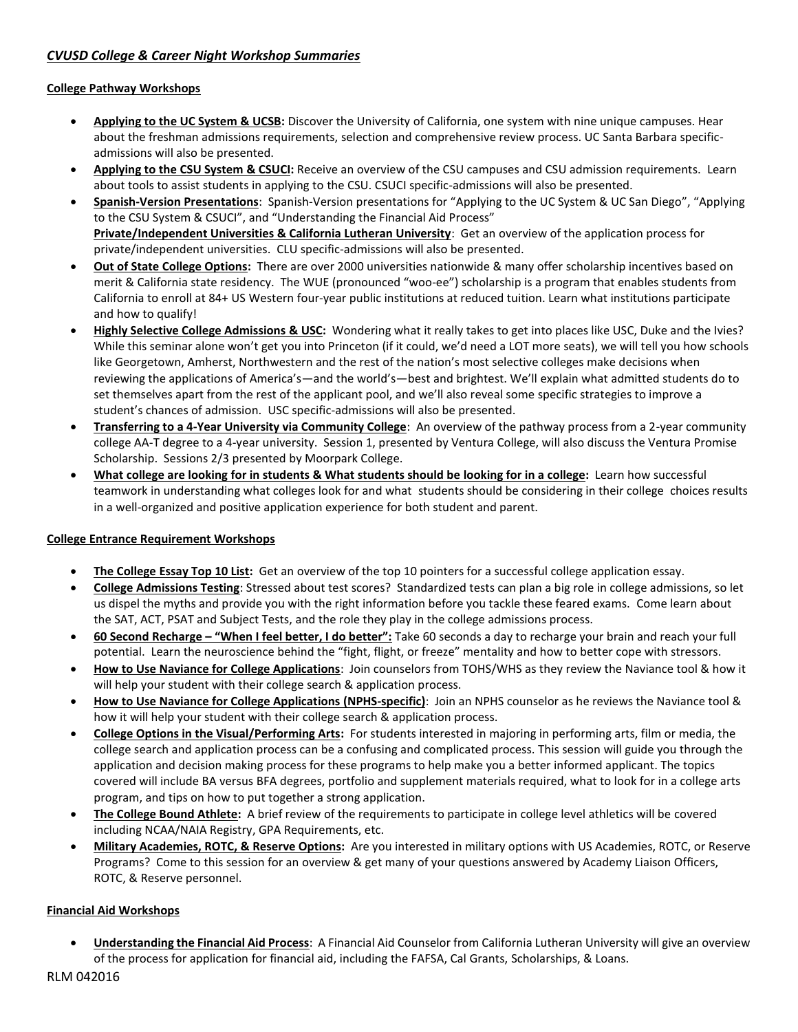## *CVUSD College & Career Night Workshop Summaries*

### College Pathway Workshops

- **Applying to the UC System & UCSB:** Discover the University of California, one system with nine unique campuses. Hear about the freshman admissions requirements, selection and comprehensive review process. UC Santa Barbara specific-admissions will also be presented.
- **Applying to the CSU System & CSUCI:** Receive an overview of the CSU campuses and CSU admission requirements. Learn about tools to assist students in applying to the CSU. CSUCI specific-admissions will also be presented.
- **Spanish-Version Presentations**: Spanish-Version presentations for "Applying to the UC System & UC San Diego", "Applying to the CSU System & CSUCI", and "Understanding the Financial Aid Process"
  **Private/Independent Universities & California Lutheran University**: Get an overview of the application process for private/independent universities. CLU specific-admissions will also be presented.
- **Out of State College Options:** There are over 2000 universities nationwide & many offer scholarship incentives based on merit & California state residency. The WUE (pronounced "woo-ee") scholarship is a program that enables students from California to enroll at 84+ US Western four-year public institutions at reduced tuition. Learn what institutions participate and how to qualify!
- **Highly Selective College Admissions & USC:** Wondering what it really takes to get into places like USC, Duke and the Ivies? While this seminar alone won't get you into Princeton (if it could, we'd need a LOT more seats), we will tell you how schools like Georgetown, Amherst, Northwestern and the rest of the nation's most selective colleges make decisions when reviewing the applications of America's—and the world's—best and brightest. We'll explain what admitted students do to set themselves apart from the rest of the applicant pool, and we'll also reveal some specific strategies to improve a student's chances of admission. USC specific-admissions will also be presented.
- **Transferring to a 4-Year University via Community College**: An overview of the pathway process from a 2-year community college AA-T degree to a 4-year university. Session 1, presented by Ventura College, will also discuss the Ventura Promise Scholarship. Sessions 2/3 presented by Moorpark College.
- **What college are looking for in students & What students should be looking for in a college:** Learn how successful teamwork in understanding what colleges look for and what students should be considering in their college choices results in a well-organized and positive application experience for both student and parent.

### College Entrance Requirement Workshops

- **The College Essay Top 10 List:** Get an overview of the top 10 pointers for a successful college application essay.
- **College Admissions Testing**: Stressed about test scores? Standardized tests can plan a big role in college admissions, so let us dispel the myths and provide you with the right information before you tackle these feared exams. Come learn about the SAT, ACT, PSAT and Subject Tests, and the role they play in the college admissions process.
- **60 Second Recharge – "When I feel better, I do better":** Take 60 seconds a day to recharge your brain and reach your full potential. Learn the neuroscience behind the "fight, flight, or freeze" mentality and how to better cope with stressors.
- **How to Use Naviance for College Applications**: Join counselors from TOHS/WHS as they review the Naviance tool & how it will help your student with their college search & application process.
- **How to Use Naviance for College Applications (NPHS-specific)**: Join an NPHS counselor as he reviews the Naviance tool & how it will help your student with their college search & application process.
- **College Options in the Visual/Performing Arts:** For students interested in majoring in performing arts, film or media, the college search and application process can be a confusing and complicated process. This session will guide you through the application and decision making process for these programs to help make you a better informed applicant. The topics covered will include BA versus BFA degrees, portfolio and supplement materials required, what to look for in a college arts program, and tips on how to put together a strong application.
- **The College Bound Athlete:** A brief review of the requirements to participate in college level athletics will be covered including NCAA/NAIA Registry, GPA Requirements, etc.
- **Military Academies, ROTC, & Reserve Options:** Are you interested in military options with US Academies, ROTC, or Reserve Programs? Come to this session for an overview & get many of your questions answered by Academy Liaison Officers, ROTC, & Reserve personnel.

### Financial Aid Workshops

- **Understanding the Financial Aid Process**: A Financial Aid Counselor from California Lutheran University will give an overview of the process for application for financial aid, including the FAFSA, Cal Grants, Scholarships, & Loans.

RLM 042016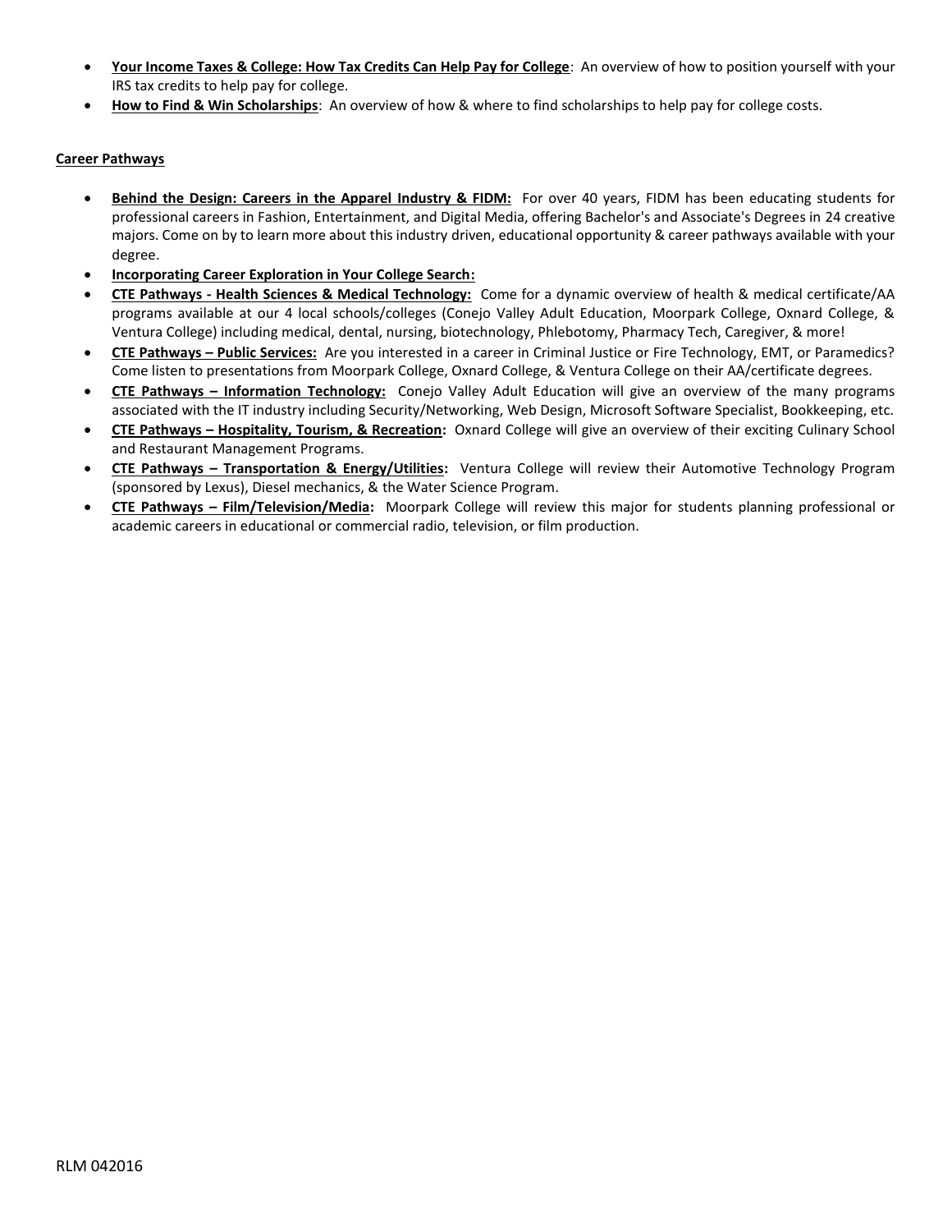- **Your Income Taxes & College: How Tax Credits Can Help Pay for College**: An overview of how to position yourself with your IRS tax credits to help pay for college.
- **How to Find & Win Scholarships**: An overview of how & where to find scholarships to help pay for college costs.

**Career Pathways**

- **Behind the Design: Careers in the Apparel Industry & FIDM:** For over 40 years, FIDM has been educating students for professional careers in Fashion, Entertainment, and Digital Media, offering Bachelor's and Associate's Degrees in 24 creative majors. Come on by to learn more about this industry driven, educational opportunity & career pathways available with your degree.
- **Incorporating Career Exploration in Your College Search:**
- **CTE Pathways - Health Sciences & Medical Technology:** Come for a dynamic overview of health & medical certificate/AA programs available at our 4 local schools/colleges (Conejo Valley Adult Education, Moorpark College, Oxnard College, & Ventura College) including medical, dental, nursing, biotechnology, Phlebotomy, Pharmacy Tech, Caregiver, & more!
- **CTE Pathways – Public Services:** Are you interested in a career in Criminal Justice or Fire Technology, EMT, or Paramedics? Come listen to presentations from Moorpark College, Oxnard College, & Ventura College on their AA/certificate degrees.
- **CTE Pathways – Information Technology:** Conejo Valley Adult Education will give an overview of the many programs associated with the IT industry including Security/Networking, Web Design, Microsoft Software Specialist, Bookkeeping, etc.
- **CTE Pathways – Hospitality, Tourism, & Recreation:** Oxnard College will give an overview of their exciting Culinary School and Restaurant Management Programs.
- **CTE Pathways – Transportation & Energy/Utilities:** Ventura College will review their Automotive Technology Program (sponsored by Lexus), Diesel mechanics, & the Water Science Program.
- **CTE Pathways – Film/Television/Media:** Moorpark College will review this major for students planning professional or academic careers in educational or commercial radio, television, or film production.

RLM 042016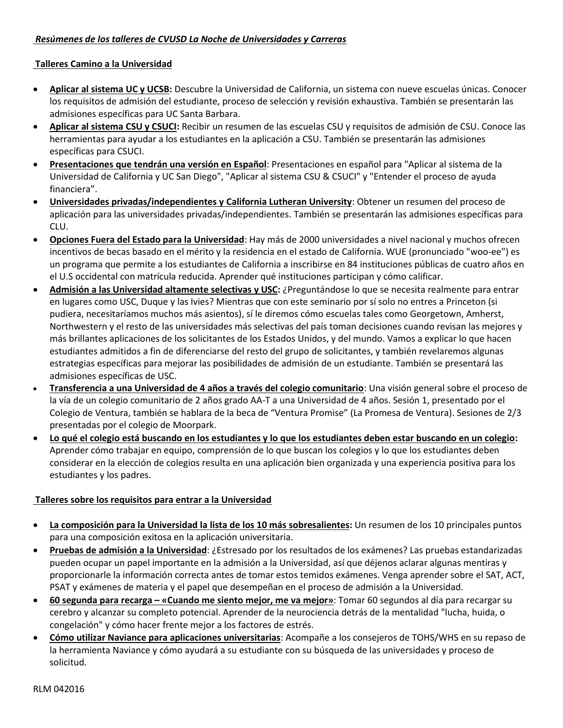***Resúmenes de los talleres de CVUSD La Noche de Universidades y Carreras***

**Talleres Camino a la Universidad**

- **Aplicar al sistema UC y UCSB:** Descubre la Universidad de California, un sistema con nueve escuelas únicas. Conocer los requisitos de admisión del estudiante, proceso de selección y revisión exhaustiva. También se presentarán las admisiones específicas para UC Santa Barbara.
- **Aplicar al sistema CSU y CSUCI:** Recibir un resumen de las escuelas CSU y requisitos de admisión de CSU. Conoce las herramientas para ayudar a los estudiantes en la aplicación a CSU. También se presentarán las admisiones específicas para CSUCI.
- **Presentaciones que tendrán una versión en Español**: Presentaciones en español para "Aplicar al sistema de la Universidad de California y UC San Diego", "Aplicar al sistema CSU & CSUCI" y "Entender el proceso de ayuda financiera".
- **Universidades privadas/independientes y California Lutheran University**: Obtener un resumen del proceso de aplicación para las universidades privadas/independientes. También se presentarán las admisiones específicas para CLU.
- **Opciones Fuera del Estado para la Universidad**: Hay más de 2000 universidades a nivel nacional y muchos ofrecen incentivos de becas basado en el mérito y la residencia en el estado de California. WUE (pronunciado "woo-ee") es un programa que permite a los estudiantes de California a inscribirse en 84 instituciones públicas de cuatro años en el U.S occidental con matrícula reducida. Aprender qué instituciones participan y cómo calificar.
- **Admisión a las Universidad altamente selectivas y USC:** ¿Preguntándose lo que se necesita realmente para entrar en lugares como USC, Duque y las Ivies? Mientras que con este seminario por sí solo no entres a Princeton (si pudiera, necesitaríamos muchos más asientos), sí le diremos cómo escuelas tales como Georgetown, Amherst, Northwestern y el resto de las universidades más selectivas del país toman decisiones cuando revisan las mejores y más brillantes aplicaciones de los solicitantes de los Estados Unidos, y del mundo. Vamos a explicar lo que hacen estudiantes admitidos a fin de diferenciarse del resto del grupo de solicitantes, y también revelaremos algunas estrategias específicas para mejorar las posibilidades de admisión de un estudiante. También se presentará las admisiones específicas de USC.
- **Transferencia a una Universidad de 4 años a través del colegio comunitario**: Una visión general sobre el proceso de la vía de un colegio comunitario de 2 años grado AA-T a una Universidad de 4 años. Sesión 1, presentado por el Colegio de Ventura, también se hablara de la beca de "Ventura Promise" (La Promesa de Ventura). Sesiones de 2/3 presentadas por el colegio de Moorpark.
- **Lo qué el colegio está buscando en los estudiantes y lo que los estudiantes deben estar buscando en un colegio:** Aprender cómo trabajar en equipo, comprensión de lo que buscan los colegios y lo que los estudiantes deben considerar en la elección de colegios resulta en una aplicación bien organizada y una experiencia positiva para los estudiantes y los padres.

**Talleres sobre los requisitos para entrar a la Universidad**

- **La composición para la Universidad la lista de los 10 más sobresalientes:** Un resumen de los 10 principales puntos para una composición exitosa en la aplicación universitaria.
- **Pruebas de admisión a la Universidad**: ¿Estresado por los resultados de los exámenes? Las pruebas estandarizadas pueden ocupar un papel importante en la admisión a la Universidad, así que déjenos aclarar algunas mentiras y proporcionarle la información correcta antes de tomar estos temidos exámenes. Venga aprender sobre el SAT, ACT, PSAT y exámenes de materia y el papel que desempeñan en el proceso de admisión a la Universidad.
- **60 segunda para recarga – «Cuando me siento mejor, me va mejor»**: Tomar 60 segundos al día para recargar su cerebro y alcanzar su completo potencial. Aprender de la neurociencia detrás de la mentalidad "lucha, huida, o congelación" y cómo hacer frente mejor a los factores de estrés.
- **Cómo utilizar Naviance para aplicaciones universitarias**: Acompañe a los consejeros de TOHS/WHS en su repaso de la herramienta Naviance y cómo ayudará a su estudiante con su búsqueda de las universidades y proceso de solicitud.

RLM 042016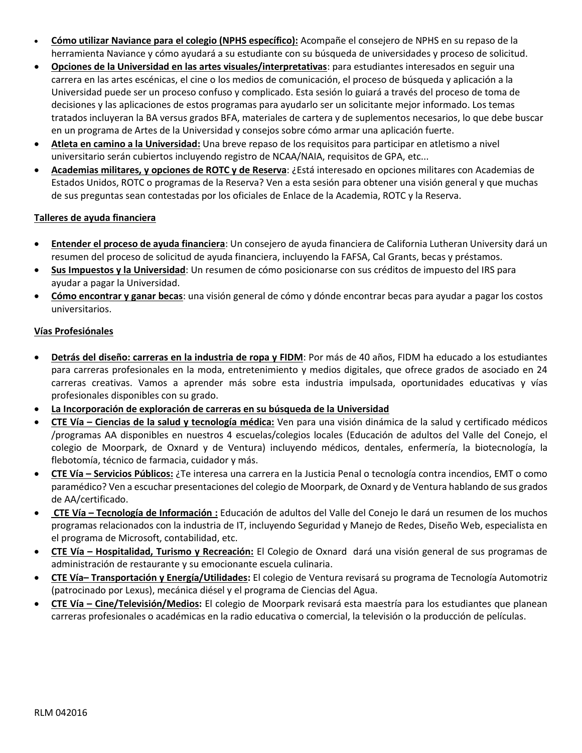- **Cómo utilizar Naviance para el colegio (NPHS específico):** Acompañe el consejero de NPHS en su repaso de la herramienta Naviance y cómo ayudará a su estudiante con su búsqueda de universidades y proceso de solicitud.
- **Opciones de la Universidad en las artes visuales/interpretativas**: para estudiantes interesados en seguir una carrera en las artes escénicas, el cine o los medios de comunicación, el proceso de búsqueda y aplicación a la Universidad puede ser un proceso confuso y complicado. Esta sesión lo guiará a través del proceso de toma de decisiones y las aplicaciones de estos programas para ayudarlo ser un solicitante mejor informado. Los temas tratados incluyeran la BA versus grados BFA, materiales de cartera y de suplementos necesarios, lo que debe buscar en un programa de Artes de la Universidad y consejos sobre cómo armar una aplicación fuerte.
- **Atleta en camino a la Universidad:** Una breve repaso de los requisitos para participar en atletismo a nivel universitario serán cubiertos incluyendo registro de NCAA/NAIA, requisitos de GPA, etc...
- **Academias militares, y opciones de ROTC y de Reserva**: ¿Está interesado en opciones militares con Academias de Estados Unidos, ROTC o programas de la Reserva? Ven a esta sesión para obtener una visión general y que muchas de sus preguntas sean contestadas por los oficiales de Enlace de la Academia, ROTC y la Reserva.

**Talleres de ayuda financiera**

- **Entender el proceso de ayuda financiera**: Un consejero de ayuda financiera de California Lutheran University dará un resumen del proceso de solicitud de ayuda financiera, incluyendo la FAFSA, Cal Grants, becas y préstamos.
- **Sus Impuestos y la Universidad**: Un resumen de cómo posicionarse con sus créditos de impuesto del IRS para ayudar a pagar la Universidad.
- **Cómo encontrar y ganar becas**: una visión general de cómo y dónde encontrar becas para ayudar a pagar los costos universitarios.

**Vías Profesiónales**

- **Detrás del diseño: carreras en la industria de ropa y FIDM**: Por más de 40 años, FIDM ha educado a los estudiantes para carreras profesionales en la moda, entretenimiento y medios digitales, que ofrece grados de asociado en 24 carreras creativas. Vamos a aprender más sobre esta industria impulsada, oportunidades educativas y vías profesionales disponibles con su grado.
- **La Incorporación de exploración de carreras en su búsqueda de la Universidad**
- **CTE Vía – Ciencias de la salud y tecnología médica:** Ven para una visión dinámica de la salud y certificado médicos /programas AA disponibles en nuestros 4 escuelas/colegios locales (Educación de adultos del Valle del Conejo, el colegio de Moorpark, de Oxnard y de Ventura) incluyendo médicos, dentales, enfermería, la biotecnología, la flebotomía, técnico de farmacia, cuidador y más.
- **CTE Vía – Servicios Públicos:** ¿Te interesa una carrera en la Justicia Penal o tecnología contra incendios, EMT o como paramédico? Ven a escuchar presentaciones del colegio de Moorpark, de Oxnard y de Ventura hablando de sus grados de AA/certificado.
- **CTE Vía – Tecnología de Información :** Educación de adultos del Valle del Conejo le dará un resumen de los muchos programas relacionados con la industria de IT, incluyendo Seguridad y Manejo de Redes, Diseño Web, especialista en el programa de Microsoft, contabilidad, etc.
- **CTE Vía – Hospitalidad, Turismo y Recreación:** El Colegio de Oxnard dará una visión general de sus programas de administración de restaurante y su emocionante escuela culinaria.
- **CTE Vía– Transportación y Energía/Utilidades:** El colegio de Ventura revisará su programa de Tecnología Automotriz (patrocinado por Lexus), mecánica diésel y el programa de Ciencias del Agua.
- **CTE Vía – Cine/Televisión/Medios:** El colegio de Moorpark revisará esta maestría para los estudiantes que planean carreras profesionales o académicas en la radio educativa o comercial, la televisión o la producción de películas.

RLM 042016